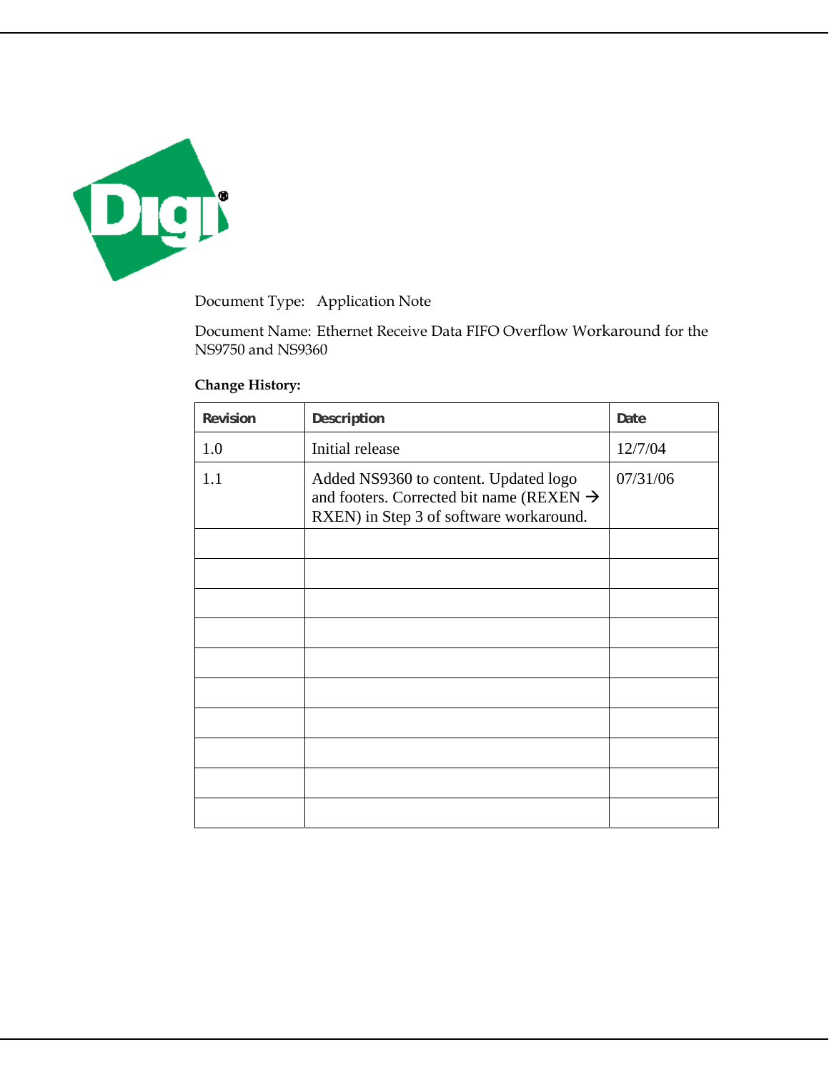Document Type: Application Note

Document Name: Ethernet Receive Data FIFO Overflow Workaround for the NS9750 and NS9360

**Change History:**

| Revision | Description | Date |
|---|---|---|
| 1.0 | Initial release | 12/7/04 |
| 1.1 | Added NS9360 to content. Updated logo and footers. Corrected bit name (REXEN → RXEN) in Step 3 of software workaround. | 07/31/06 |
| | | |
| | | |
| | | |
| | | |
| | | |
| | | |
| | | |
| | | |
| | | |
| | | |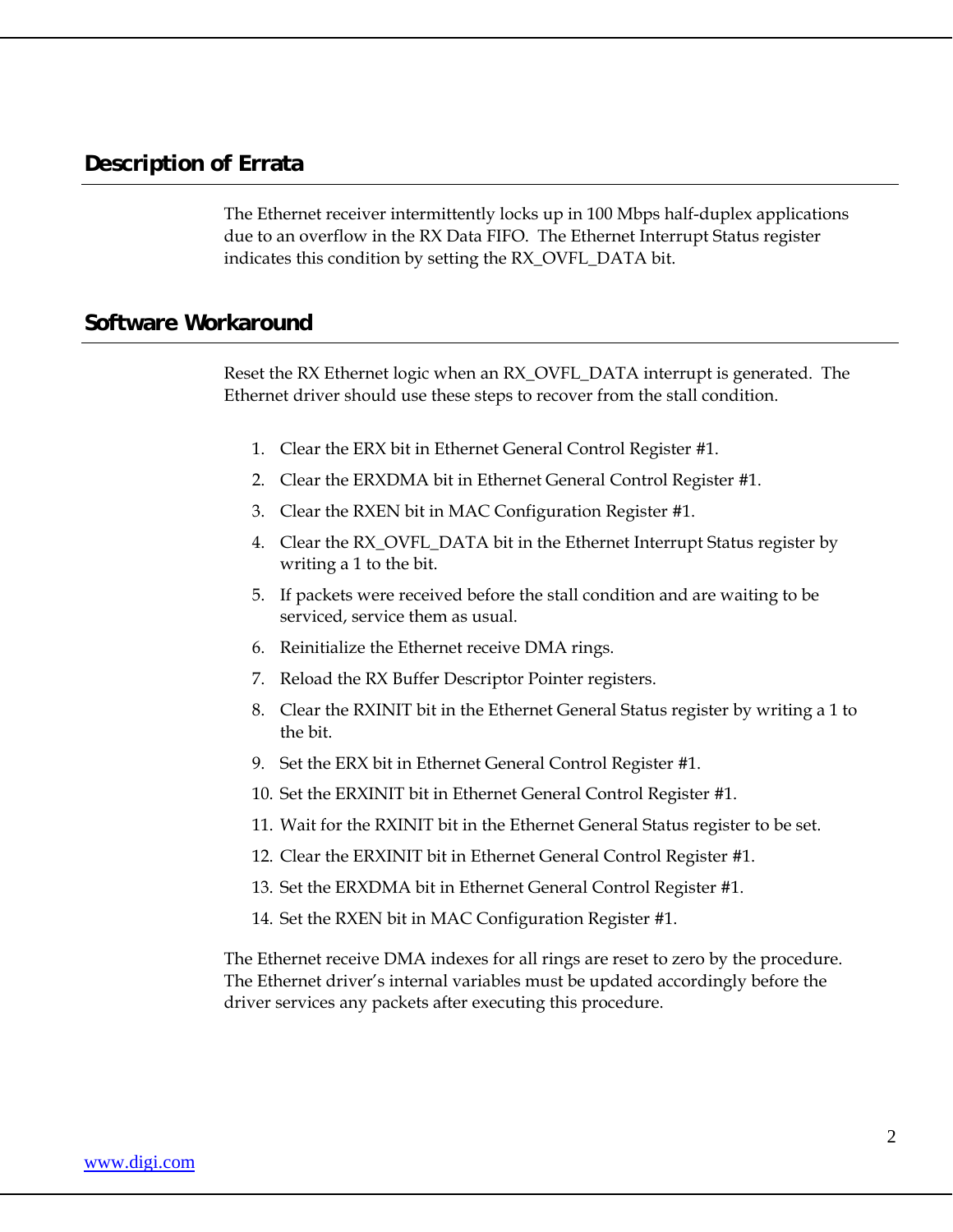## Description of Errata

The Ethernet receiver intermittently locks up in 100 Mbps half-duplex applications due to an overflow in the RX Data FIFO. The Ethernet Interrupt Status register indicates this condition by setting the RX_OVFL_DATA bit.

## Software Workaround

Reset the RX Ethernet logic when an RX_OVFL_DATA interrupt is generated. The Ethernet driver should use these steps to recover from the stall condition.

1. Clear the ERX bit in Ethernet General Control Register #1.
2. Clear the ERXDMA bit in Ethernet General Control Register #1.
3. Clear the RXEN bit in MAC Configuration Register #1.
4. Clear the RX_OVFL_DATA bit in the Ethernet Interrupt Status register by writing a 1 to the bit.
5. If packets were received before the stall condition and are waiting to be serviced, service them as usual.
6. Reinitialize the Ethernet receive DMA rings.
7. Reload the RX Buffer Descriptor Pointer registers.
8. Clear the RXINIT bit in the Ethernet General Status register by writing a 1 to the bit.
9. Set the ERX bit in Ethernet General Control Register #1.
10. Set the ERXINIT bit in Ethernet General Control Register #1.
11. Wait for the RXINIT bit in the Ethernet General Status register to be set.
12. Clear the ERXINIT bit in Ethernet General Control Register #1.
13. Set the ERXDMA bit in Ethernet General Control Register #1.
14. Set the RXEN bit in MAC Configuration Register #1.

The Ethernet receive DMA indexes for all rings are reset to zero by the procedure. The Ethernet driver's internal variables must be updated accordingly before the driver services any packets after executing this procedure.

www.digi.com